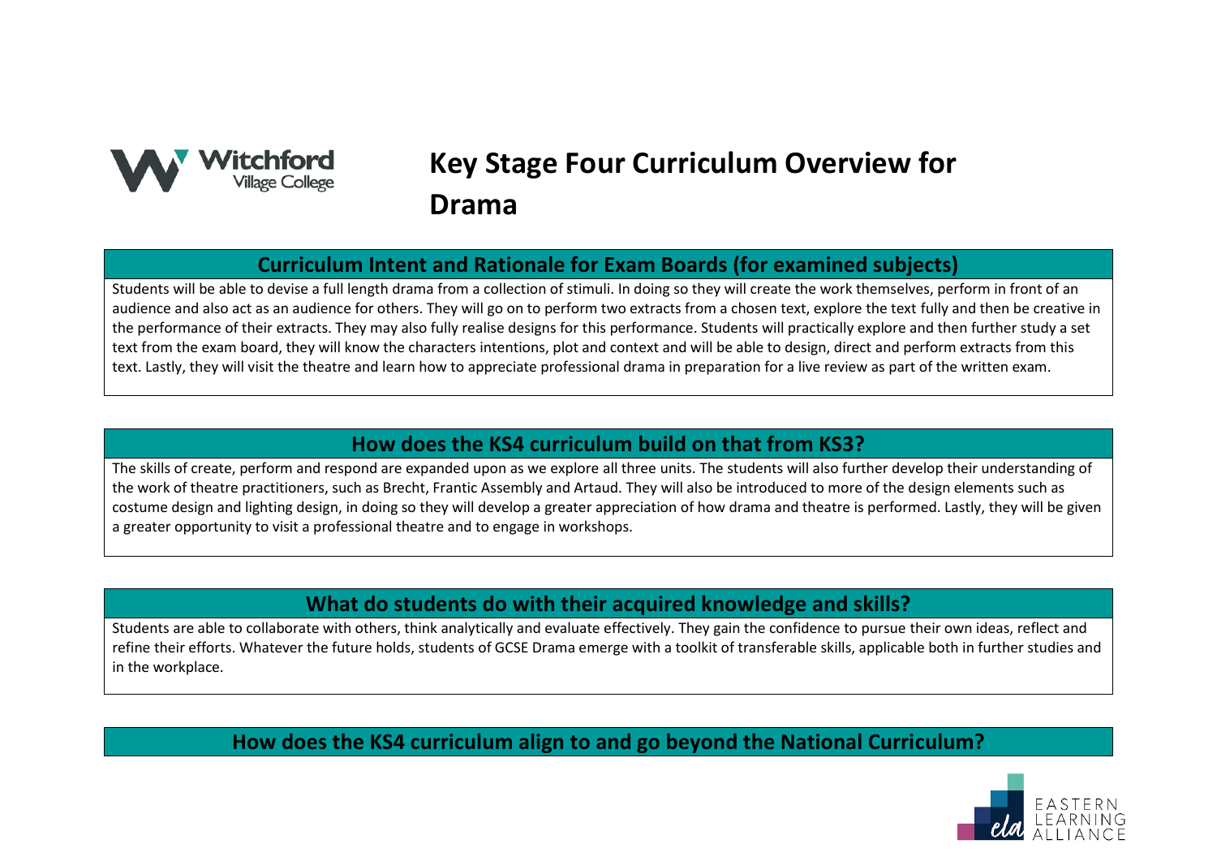# Key Stage Four Curriculum Overview for Drama

## Curriculum Intent and Rationale for Exam Boards (for examined subjects)

Students will be able to devise a full length drama from a collection of stimuli. In doing so they will create the work themselves, perform in front of an audience and also act as an audience for others. They will go on to perform two extracts from a chosen text, explore the text fully and then be creative in the performance of their extracts. They may also fully realise designs for this performance. Students will practically explore and then further study a set text from the exam board, they will know the characters intentions, plot and context and will be able to design, direct and perform extracts from this text. Lastly, they will visit the theatre and learn how to appreciate professional drama in preparation for a live review as part of the written exam.

## How does the KS4 curriculum build on that from KS3?

The skills of create, perform and respond are expanded upon as we explore all three units. The students will also further develop their understanding of the work of theatre practitioners, such as Brecht, Frantic Assembly and Artaud. They will also be introduced to more of the design elements such as costume design and lighting design, in doing so they will develop a greater appreciation of how drama and theatre is performed. Lastly, they will be given a greater opportunity to visit a professional theatre and to engage in workshops.

## What do students do with their acquired knowledge and skills?

Students are able to collaborate with others, think analytically and evaluate effectively. They gain the confidence to pursue their own ideas, reflect and refine their efforts. Whatever the future holds, students of GCSE Drama emerge with a toolkit of transferable skills, applicable both in further studies and in the workplace.

## How does the KS4 curriculum align to and go beyond the National Curriculum?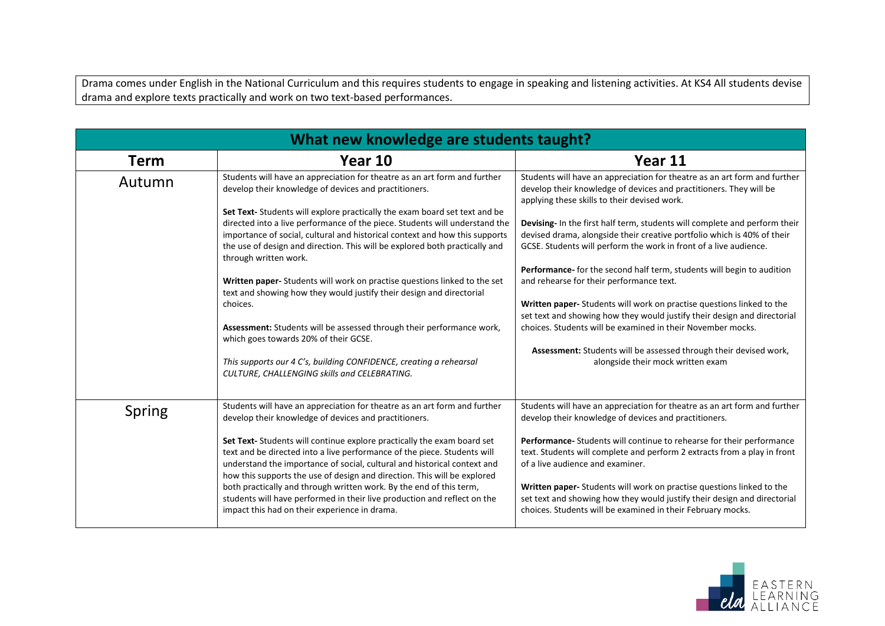Drama comes under English in the National Curriculum and this requires students to engage in speaking and listening activities. At KS4 All students devise drama and explore texts practically and work on two text-based performances.

| What new knowledge are students taught? | | |
| --- | --- | --- |
| **Term** | **Year 10** | **Year 11** |
| Autumn | Students will have an appreciation for theatre as an art form and further develop their knowledge of devices and practitioners.<br><br>**Set Text-** Students will explore practically the exam board set text and be directed into a live performance of the piece. Students will understand the importance of social, cultural and historical context and how this supports the use of design and direction. This will be explored both practically and through written work.<br><br>**Written paper-** Students will work on practise questions linked to the set text and showing how they would justify their design and directorial choices.<br><br>**Assessment:** Students will be assessed through their performance work, which goes towards 20% of their GCSE.<br><br>*This supports our 4 C's, building CONFIDENCE, creating a rehearsal CULTURE, CHALLENGING skills and CELEBRATING.* | Students will have an appreciation for theatre as an art form and further develop their knowledge of devices and practitioners. They will be applying these skills to their devised work.<br><br>**Devising-** In the first half term, students will complete and perform their devised drama, alongside their creative portfolio which is 40% of their GCSE. Students will perform the work in front of a live audience.<br><br>**Performance-** for the second half term, students will begin to audition and rehearse for their performance text.<br><br>**Written paper-** Students will work on practise questions linked to the set text and showing how they would justify their design and directorial choices. Students will be examined in their November mocks.<br><br>**Assessment:** Students will be assessed through their devised work, alongside their mock written exam |
| Spring | Students will have an appreciation for theatre as an art form and further develop their knowledge of devices and practitioners.<br><br>**Set Text-** Students will continue explore practically the exam board set text and be directed into a live performance of the piece. Students will understand the importance of social, cultural and historical context and how this supports the use of design and direction. This will be explored both practically and through written work. By the end of this term, students will have performed in their live production and reflect on the impact this had on their experience in drama. | Students will have an appreciation for theatre as an art form and further develop their knowledge of devices and practitioners.<br><br>**Performance-** Students will continue to rehearse for their performance text. Students will complete and perform 2 extracts from a play in front of a live audience and examiner.<br><br>**Written paper-** Students will work on practise questions linked to the set text and showing how they would justify their design and directorial choices. Students will be examined in their February mocks. |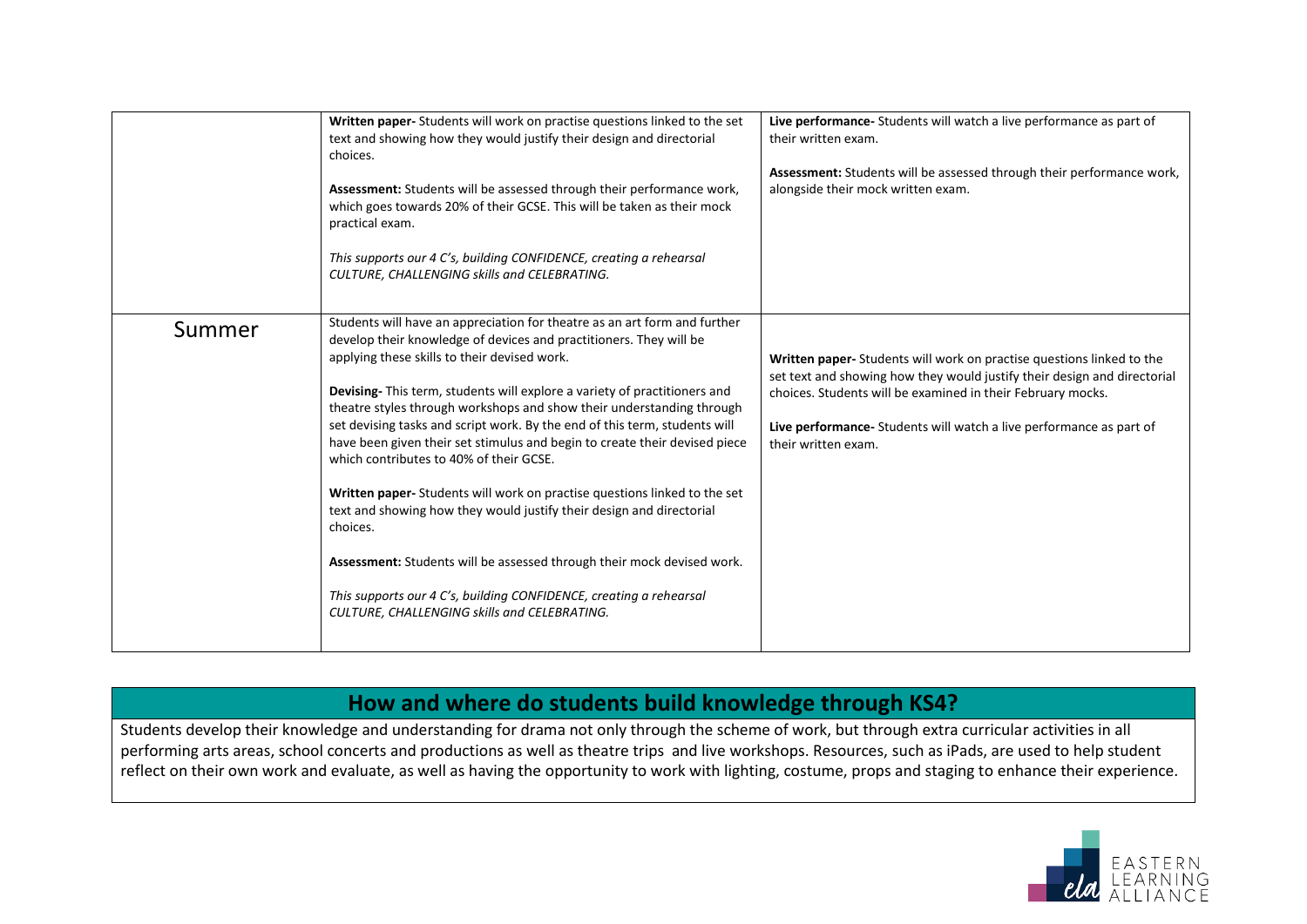| | | |
|---|---|---|
| | **Written paper-** Students will work on practise questions linked to the set text and showing how they would justify their design and directorial choices.<br><br>**Assessment:** Students will be assessed through their performance work, which goes towards 20% of their GCSE. This will be taken as their mock practical exam.<br><br>*This supports our 4 C's, building CONFIDENCE, creating a rehearsal CULTURE, CHALLENGING skills and CELEBRATING.* | **Live performance-** Students will watch a live performance as part of their written exam.<br><br>**Assessment:** Students will be assessed through their performance work, alongside their mock written exam. |
| Summer | Students will have an appreciation for theatre as an art form and further develop their knowledge of devices and practitioners. They will be applying these skills to their devised work.<br><br>**Devising-** This term, students will explore a variety of practitioners and theatre styles through workshops and show their understanding through set devising tasks and script work. By the end of this term, students will have been given their set stimulus and begin to create their devised piece which contributes to 40% of their GCSE.<br><br>**Written paper-** Students will work on practise questions linked to the set text and showing how they would justify their design and directorial choices.<br><br>**Assessment:** Students will be assessed through their mock devised work.<br><br>*This supports our 4 C's, building CONFIDENCE, creating a rehearsal CULTURE, CHALLENGING skills and CELEBRATING.* | **Written paper-** Students will work on practise questions linked to the set text and showing how they would justify their design and directorial choices. Students will be examined in their February mocks.<br><br>**Live performance-** Students will watch a live performance as part of their written exam. |

## How and where do students build knowledge through KS4?

Students develop their knowledge and understanding for drama not only through the scheme of work, but through extra curricular activities in all performing arts areas, school concerts and productions as well as theatre trips and live workshops. Resources, such as iPads, are used to help student reflect on their own work and evaluate, as well as having the opportunity to work with lighting, costume, props and staging to enhance their experience.